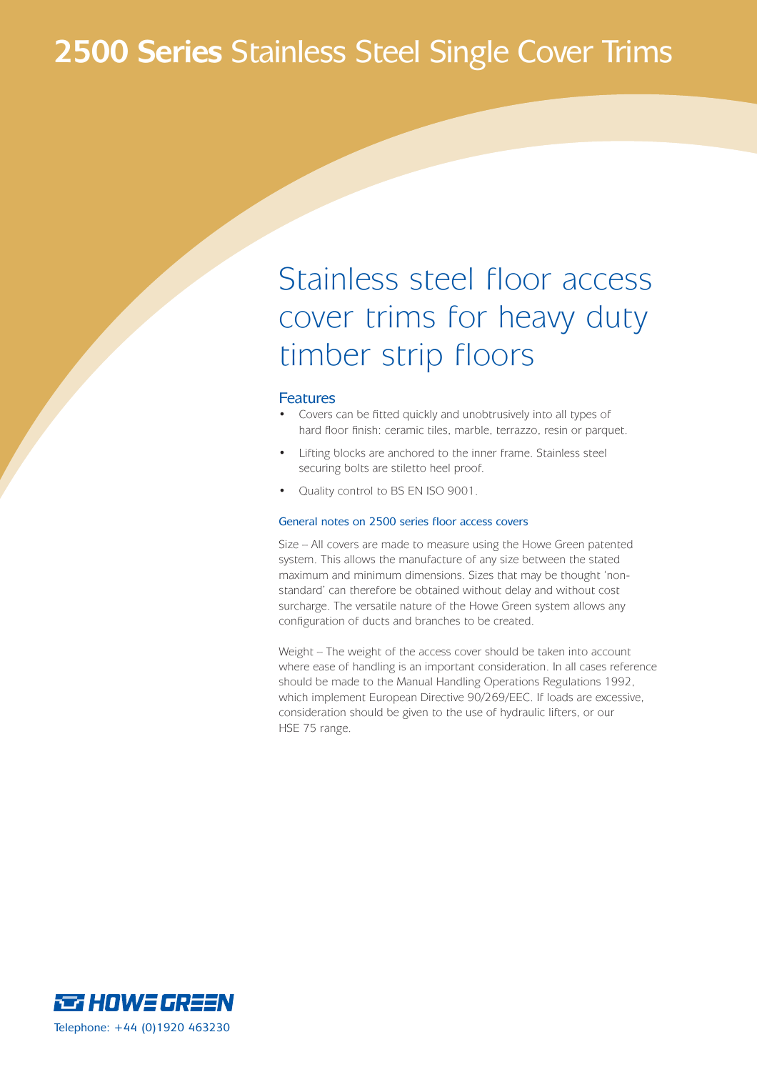# 2500 Series Stainless Steel Single Cover Trims

## Stainless steel floor access cover trims for heavy duty timber strip floors

### Features

- Covers can be fitted quickly and unobtrusively into all types of hard floor finish: ceramic tiles, marble, terrazzo, resin or parquet.
- Lifting blocks are anchored to the inner frame. Stainless steel securing bolts are stiletto heel proof.
- Quality control to BS EN ISO 9001.

#### General notes on 2500 series floor access covers

Size – All covers are made to measure using the Howe Green patented system. This allows the manufacture of any size between the stated maximum and minimum dimensions. Sizes that may be thought 'non-standard' can therefore be obtained without delay and without cost surcharge. The versatile nature of the Howe Green system allows any configuration of ducts and branches to be created.

Weight – The weight of the access cover should be taken into account where ease of handling is an important consideration. In all cases reference should be made to the Manual Handling Operations Regulations 1992, which implement European Directive 90/269/EEC. If loads are excessive, consideration should be given to the use of hydraulic lifters, or our HSE 75 range.

HOWE GREEN

Telephone: +44 (0)1920 463230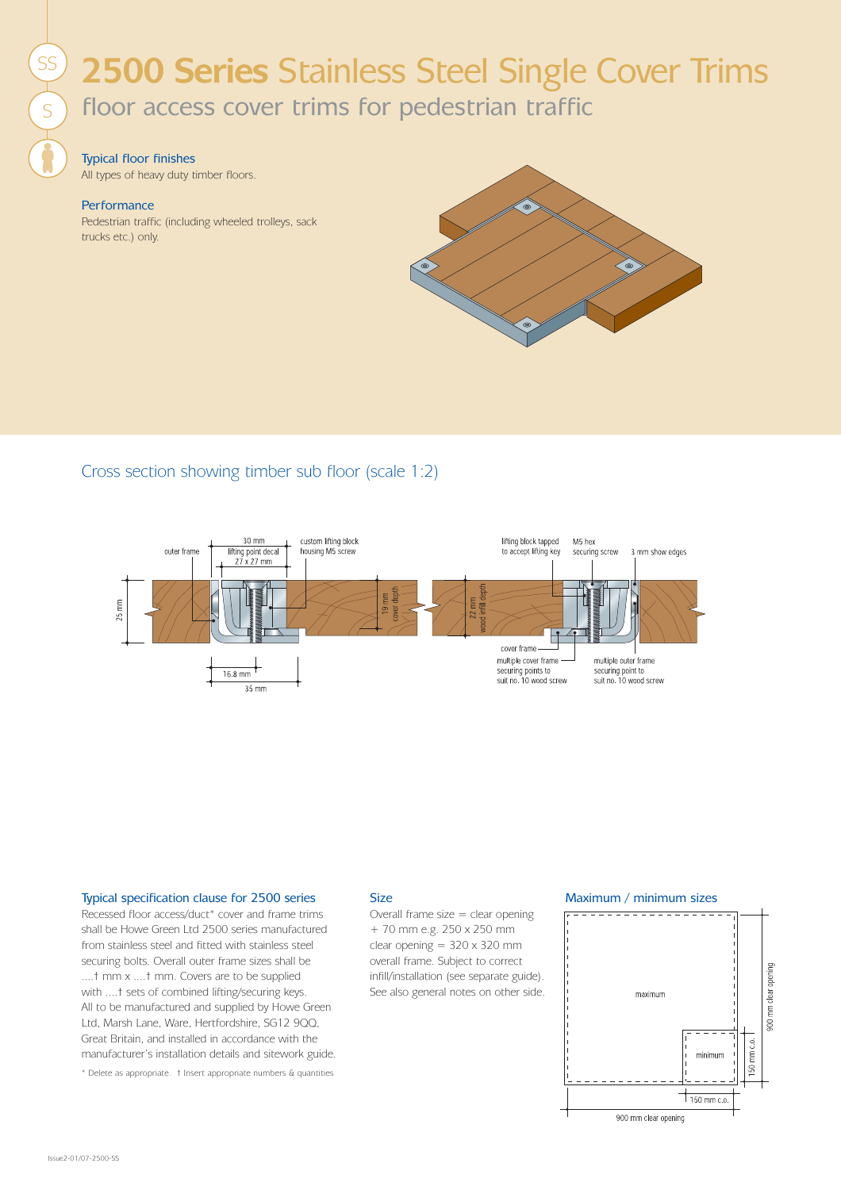# **2500 Series** Stainless Steel Single Cover Trims

## floor access cover trims for pedestrian traffic

### Typical floor finishes

All types of heavy duty timber floors.

### Performance

Pedestrian traffic (including wheeled trolleys, sack trucks etc.) only.

## Cross section showing timber sub floor (scale 1:2)

outer frame
30 mm
lifting point decal
27 x 27 mm
custom lifting block housing M5 screw
25 mm
19 mm cover depth
16.8 mm
35 mm
lifting block tapped to accept lifting key
M5 hex securing screw
3 mm show edges
22 mm wood infill depth
cover frame
multiple cover frame securing points to suit no. 10 wood screw
multiple outer frame securing point to suit no. 10 wood screw

### Typical specification clause for 2500 series

Recessed floor access/duct* cover and frame trims shall be Howe Green Ltd 2500 series manufactured from stainless steel and fitted with stainless steel securing bolts. Overall outer frame sizes shall be ....† mm x ....† mm. Covers are to be supplied with ....† sets of combined lifting/securing keys. All to be manufactured and supplied by Howe Green Ltd, Marsh Lane, Ware, Hertfordshire, SG12 9QQ, Great Britain, and installed in accordance with the manufacturer's installation details and sitework guide.

* Delete as appropriate. † Insert appropriate numbers & quantities

### Size

Overall frame size = clear opening + 70 mm e.g. 250 x 250 mm clear opening = 320 x 320 mm overall frame. Subject to correct infill/installation (see separate guide). See also general notes on other side.

### Maximum / minimum sizes

maximum
minimum
900 mm clear opening
150 mm c.o.
150 mm c.o.
900 mm clear opening

Issue2-01/07-2500-SS